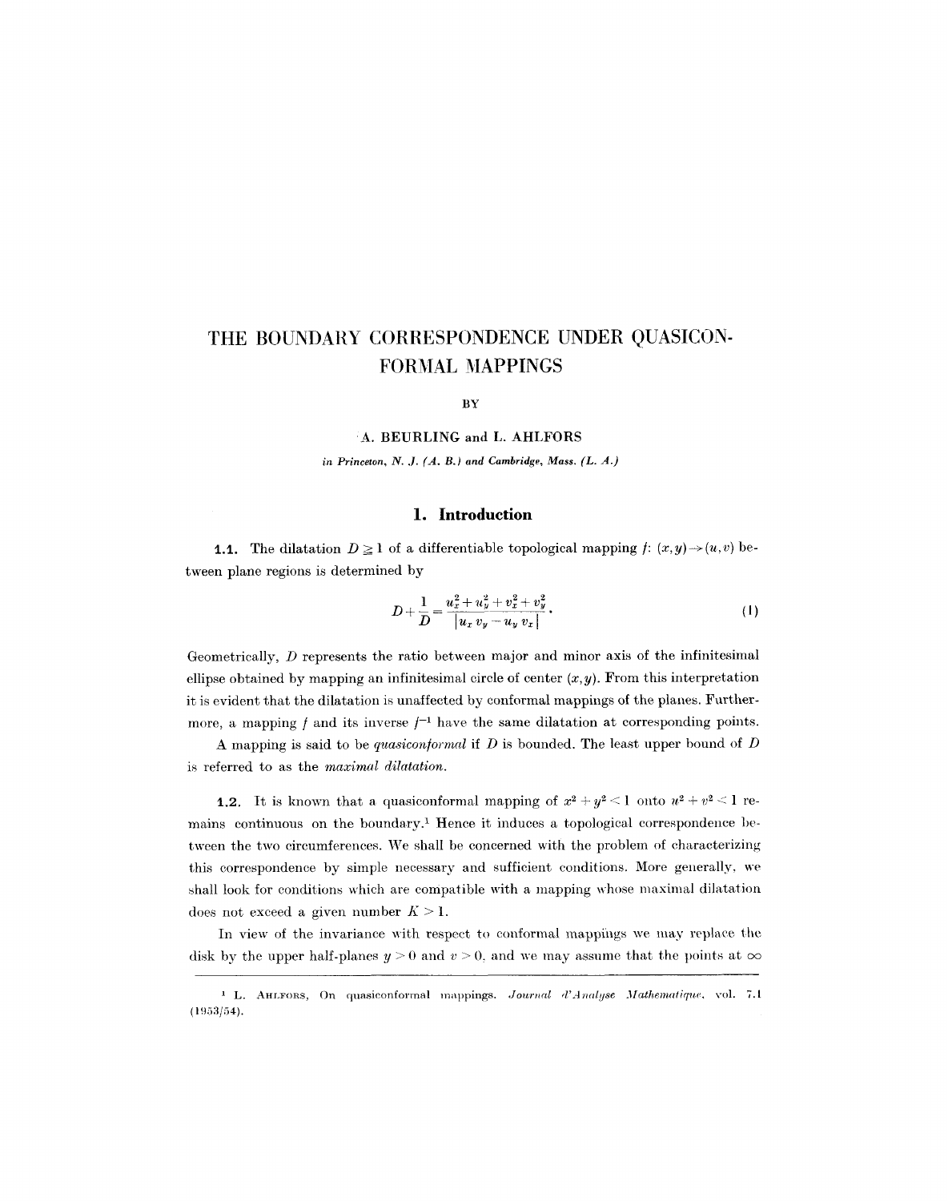# THE BOUNDARY CORRESPONDENCE UNDER QUASICONFORMAL MAPPINGS

BY

A. BEURLING and L. AHLFORS

*in Princeton, N. J. (A. B.) and Cambridge, Mass. (L. A.)*

## 1. Introduction

**1.1.** The dilatation $D \geqq 1$ of a differentiable topological mapping $f: (x,y) \to (u,v)$ between plane regions is determined by

$$D + \frac{1}{D} = \frac{u_x^2 + u_y^2 + v_x^2 + v_y^2}{|u_x v_y - u_y v_x|}. \tag{1}$$

Geometrically, $D$ represents the ratio between major and minor axis of the infinitesimal ellipse obtained by mapping an infinitesimal circle of center $(x,y)$. From this interpretation it is evident that the dilatation is unaffected by conformal mappings of the planes. Furthermore, a mapping $f$ and its inverse $f^{-1}$ have the same dilatation at corresponding points.

A mapping is said to be *quasiconformal* if $D$ is bounded. The least upper bound of $D$ is referred to as the *maximal dilatation*.

**1.2.** It is known that a quasiconformal mapping of $x^2 + y^2 < 1$ onto $u^2 + v^2 < 1$ remains continuous on the boundary.[1] Hence it induces a topological correspondence between the two circumferences. We shall be concerned with the problem of characterizing this correspondence by simple necessary and sufficient conditions. More generally, we shall look for conditions which are compatible with a mapping whose maximal dilatation does not exceed a given number $K > 1$.

In view of the invariance with respect to conformal mappings we may replace the disk by the upper half-planes $y > 0$ and $v > 0$, and we may assume that the points at $\infty$

[1] L. AHLFORS, On quasiconformal mappings. *Journal d'Analyse Mathematique*, vol. 7.1 (1953/54).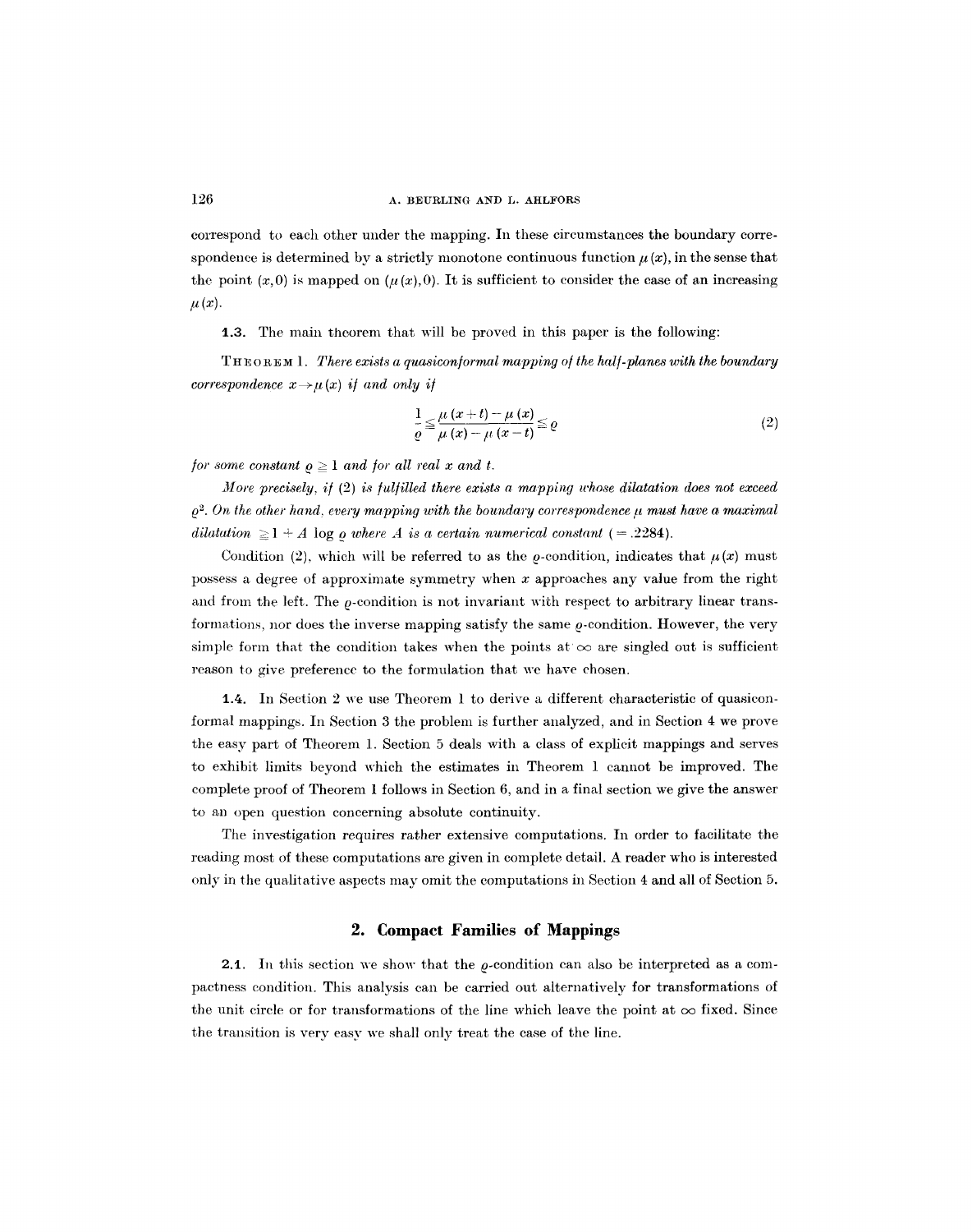correspond to each other under the mapping. In these circumstances the boundary correspondence is determined by a strictly monotone continuous function $\mu(x)$, in the sense that the point $(x, 0)$ is mapped on $(\mu(x), 0)$. It is sufficient to consider the case of an increasing $\mu(x)$.

**1.3.** The main theorem that will be proved in this paper is the following:

THEOREM 1. *There exists a quasiconformal mapping of the half-planes with the boundary correspondence $x \to \mu(x)$ if and only if*

$$\frac{1}{\varrho} \leq \frac{\mu(x+t) - \mu(x)}{\mu(x) - \mu(x-t)} \leq \varrho \tag{2}$$

*for some constant $\varrho \geq 1$ and for all real $x$ and $t$.*

*More precisely, if (2) is fulfilled there exists a mapping whose dilatation does not exceed $\varrho^2$. On the other hand, every mapping with the boundary correspondence $\mu$ must have a maximal dilatation $\geq 1 + A \log \varrho$ where $A$ is a certain numerical constant ($= .2284$).*

Condition (2), which will be referred to as the $\varrho$-condition, indicates that $\mu(x)$ must possess a degree of approximate symmetry when $x$ approaches any value from the right and from the left. The $\varrho$-condition is not invariant with respect to arbitrary linear transformations, nor does the inverse mapping satisfy the same $\varrho$-condition. However, the very simple form that the condition takes when the points at $\infty$ are singled out is sufficient reason to give preference to the formulation that we have chosen.

**1.4.** In Section 2 we use Theorem 1 to derive a different characteristic of quasiconformal mappings. In Section 3 the problem is further analyzed, and in Section 4 we prove the easy part of Theorem 1. Section 5 deals with a class of explicit mappings and serves to exhibit limits beyond which the estimates in Theorem 1 cannot be improved. The complete proof of Theorem 1 follows in Section 6, and in a final section we give the answer to an open question concerning absolute continuity.

The investigation requires rather extensive computations. In order to facilitate the reading most of these computations are given in complete detail. A reader who is interested only in the qualitative aspects may omit the computations in Section 4 and all of Section 5.

## 2. Compact Families of Mappings

**2.1.** In this section we show that the $\varrho$-condition can also be interpreted as a compactness condition. This analysis can be carried out alternatively for transformations of the unit circle or for transformations of the line which leave the point at $\infty$ fixed. Since the transition is very easy we shall only treat the case of the line.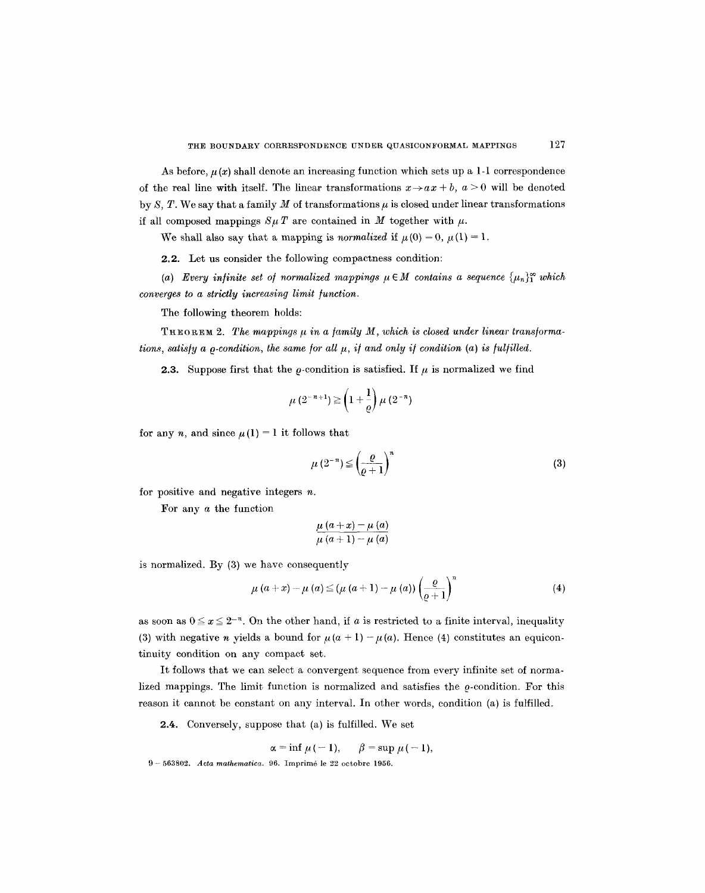As before, $\mu(x)$ shall denote an increasing function which sets up a 1-1 correspondence of the real line with itself. The linear transformations $x \to ax + b$, $a > 0$ will be denoted by $S$, $T$. We say that a family $M$ of transformations $\mu$ is closed under linear transformations if all composed mappings $S\mu T$ are contained in $M$ together with $\mu$.

We shall also say that a mapping is *normalized* if $\mu(0) = 0$, $\mu(1) = 1$.

**2.2.** Let us consider the following compactness condition:

(a) *Every infinite set of normalized mappings $\mu \in M$ contains a sequence $\{\mu_n\}_1^\infty$ which converges to a strictly increasing limit function.*

The following theorem holds:

THEOREM 2. *The mappings $\mu$ in a family $M$, which is closed under linear transformations, satisfy a $\varrho$-condition, the same for all $\mu$, if and only if condition (a) is fulfilled.*

**2.3.** Suppose first that the $\varrho$-condition is satisfied. If $\mu$ is normalized we find

$$\mu(2^{-n+1}) \geqq \left(1 + \frac{1}{\varrho}\right)\mu(2^{-n})$$

for any $n$, and since $\mu(1) = 1$ it follows that

$$\mu(2^{-n}) \leqq \left(\frac{\varrho}{\varrho + 1}\right)^n \tag{3}$$

for positive and negative integers $n$.

For any $a$ the function

$$\frac{\mu(a + x) - \mu(a)}{\mu(a + 1) - \mu(a)}$$

is normalized. By (3) we have consequently

$$\mu(a + x) - \mu(a) \leqq (\mu(a + 1) - \mu(a))\left(\frac{\varrho}{\varrho + 1}\right)^n \tag{4}$$

as soon as $0 \leqq x \leqq 2^{-n}$. On the other hand, if $a$ is restricted to a finite interval, inequality (3) with negative $n$ yields a bound for $\mu(a + 1) - \mu(a)$. Hence (4) constitutes an equicontinuity condition on any compact set.

It follows that we can select a convergent sequence from every infinite set of normalized mappings. The limit function is normalized and satisfies the $\varrho$-condition. For this reason it cannot be constant on any interval. In other words, condition (a) is fulfilled.

**2.4.** Conversely, suppose that (a) is fulfilled. We set

$$\alpha = \inf \mu(-1), \qquad \beta = \sup \mu(-1),$$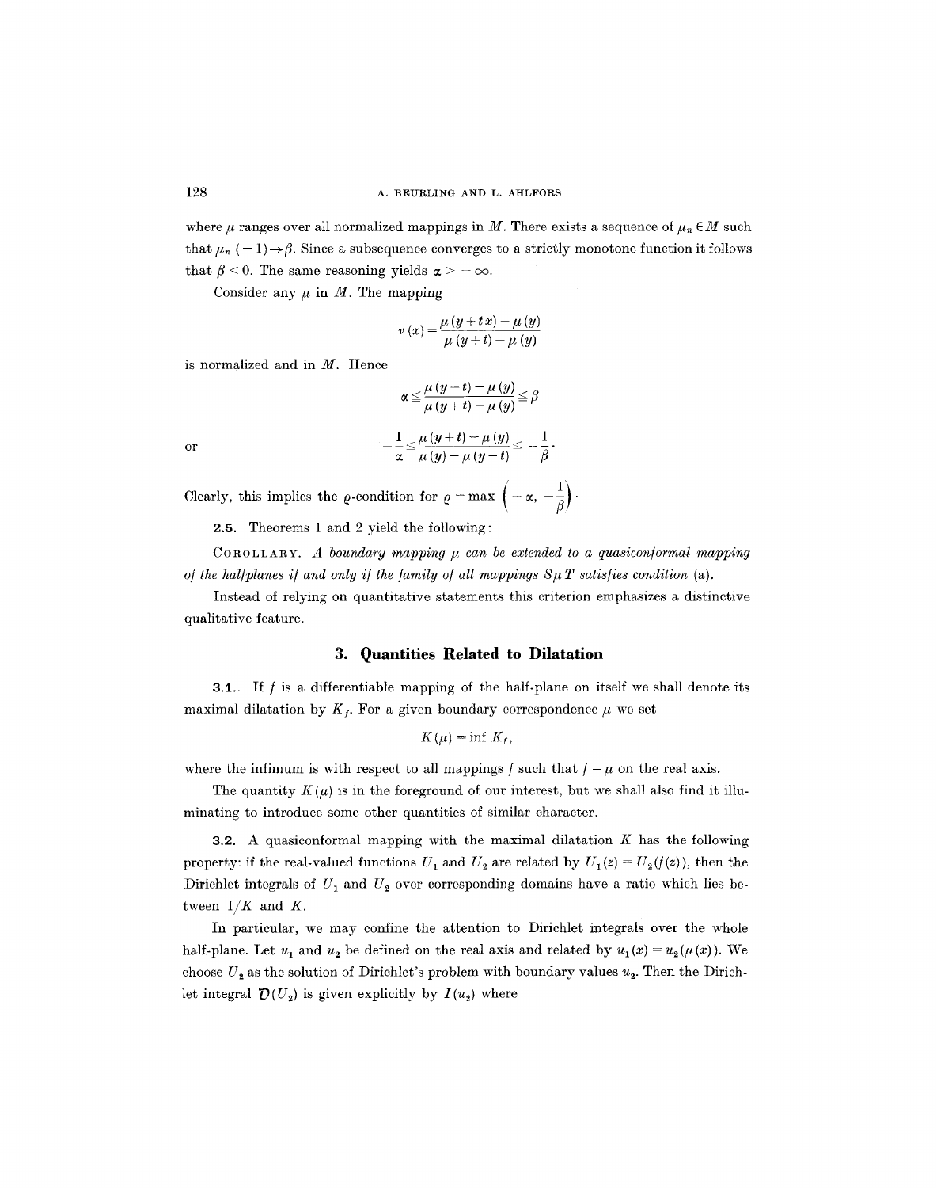where $\mu$ ranges over all normalized mappings in $M$. There exists a sequence of $\mu_n \in M$ such that $\mu_n(-1) \to \beta$. Since a subsequence converges to a strictly monotone function it follows that $\beta < 0$. The same reasoning yields $\alpha > -\infty$.

Consider any $\mu$ in $M$. The mapping

$$\nu(x) = \frac{\mu(y+tx) - \mu(y)}{\mu(y+t) - \mu(y)}$$

is normalized and in $M$. Hence

$$\alpha \leq \frac{\mu(y-t) - \mu(y)}{\mu(y+t) - \mu(y)} \leq \beta$$

or

$$-\frac{1}{\alpha} \leq \frac{\mu(y+t) - \mu(y)}{\mu(y) - \mu(y-t)} \leq -\frac{1}{\beta}.$$

Clearly, this implies the $\varrho$-condition for $\varrho = \max\left(-\alpha, -\frac{1}{\beta}\right)$.

**2.5.** Theorems 1 and 2 yield the following:

COROLLARY. *A boundary mapping $\mu$ can be extended to a quasiconformal mapping of the halfplanes if and only if the family of all mappings $S\mu T$ satisfies condition* (a).

Instead of relying on quantitative statements this criterion emphasizes a distinctive qualitative feature.

## 3. Quantities Related to Dilatation

**3.1.** If $f$ is a differentiable mapping of the half-plane on itself we shall denote its maximal dilatation by $K_f$. For a given boundary correspondence $\mu$ we set

$$K(\mu) = \inf K_f,$$

where the infimum is with respect to all mappings $f$ such that $f = \mu$ on the real axis.

The quantity $K(\mu)$ is in the foreground of our interest, but we shall also find it illuminating to introduce some other quantities of similar character.

**3.2.** A quasiconformal mapping with the maximal dilatation $K$ has the following property: if the real-valued functions $U_1$ and $U_2$ are related by $U_1(z) = U_2(f(z))$, then the Dirichlet integrals of $U_1$ and $U_2$ over corresponding domains have a ratio which lies between $1/K$ and $K$.

In particular, we may confine the attention to Dirichlet integrals over the whole half-plane. Let $u_1$ and $u_2$ be defined on the real axis and related by $u_1(x) = u_2(\mu(x))$. We choose $U_2$ as the solution of Dirichlet's problem with boundary values $u_2$. Then the Dirichlet integral $\mathfrak{D}(U_2)$ is given explicitly by $I(u_2)$ where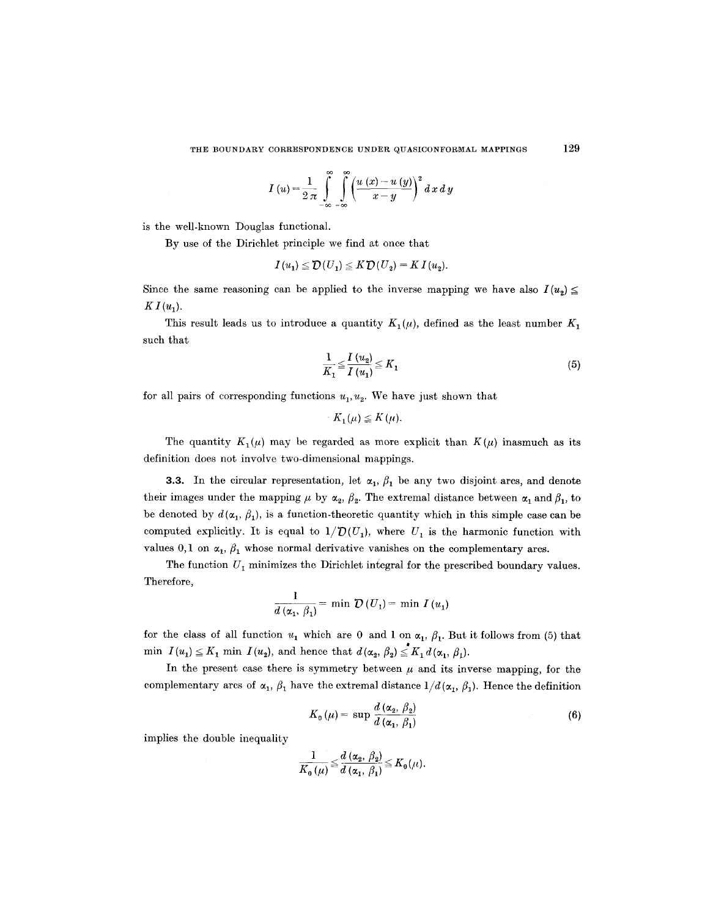$$I(u)=\frac{1}{2\pi}\int_{-\infty}^{\infty}\int_{-\infty}^{\infty}\left(\frac{u(x)-u(y)}{x-y}\right)^2 dx\,dy$$

is the well-known Douglas functional.

By use of the Dirichlet principle we find at once that

$$I(u_1)\leq \mathfrak{D}(U_1)\leq K\mathfrak{D}(U_2)=K\,I(u_2).$$

Since the same reasoning can be applied to the inverse mapping we have also $I(u_2)\leq K\,I(u_1)$.

This result leads us to introduce a quantity $K_1(\mu)$, defined as the least number $K_1$ such that

$$\frac{1}{K_1}\leq\frac{I(u_2)}{I(u_1)}\leq K_1 \tag{5}$$

for all pairs of corresponding functions $u_1, u_2$. We have just shown that

$$K_1(\mu)\leq K(\mu).$$

The quantity $K_1(\mu)$ may be regarded as more explicit than $K(\mu)$ inasmuch as its definition does not involve two-dimensional mappings.

**3.3.** In the circular representation, let $\alpha_1$, $\beta_1$ be any two disjoint arcs, and denote their images under the mapping $\mu$ by $\alpha_2$, $\beta_2$. The extremal distance between $\alpha_1$ and $\beta_1$, to be denoted by $d(\alpha_1, \beta_1)$, is a function-theoretic quantity which in this simple case can be computed explicitly. It is equal to $1/\mathfrak{D}(U_1)$, where $U_1$ is the harmonic function with values $0, 1$ on $\alpha_1$, $\beta_1$ whose normal derivative vanishes on the complementary arcs.

The function $U_1$ minimizes the Dirichlet integral for the prescribed boundary values. Therefore,

$$\frac{1}{d(\alpha_1,\beta_1)}=\min\,\mathfrak{D}(U_1)=\min\,I(u_1)$$

for the class of all function $u_1$ which are 0 and 1 on $\alpha_1$, $\beta_1$. But it follows from (5) that $\min\,I(u_1)\leq K_1\,\min\,I(u_2)$, and hence that $d(\alpha_2,\beta_2)\leq K_1\,d(\alpha_1,\beta_1)$.

In the present case there is symmetry between $\mu$ and its inverse mapping, for the complementary arcs of $\alpha_1$, $\beta_1$ have the extremal distance $1/d(\alpha_1,\beta_1)$. Hence the definition

$$K_0(\mu)=\sup\frac{d(\alpha_2,\beta_2)}{d(\alpha_1,\beta_1)} \tag{6}$$

implies the double inequality

$$\frac{1}{K_0(\mu)}\leq\frac{d(\alpha_2,\beta_2)}{d(\alpha_1,\beta_1)}\leq K_0(\mu).$$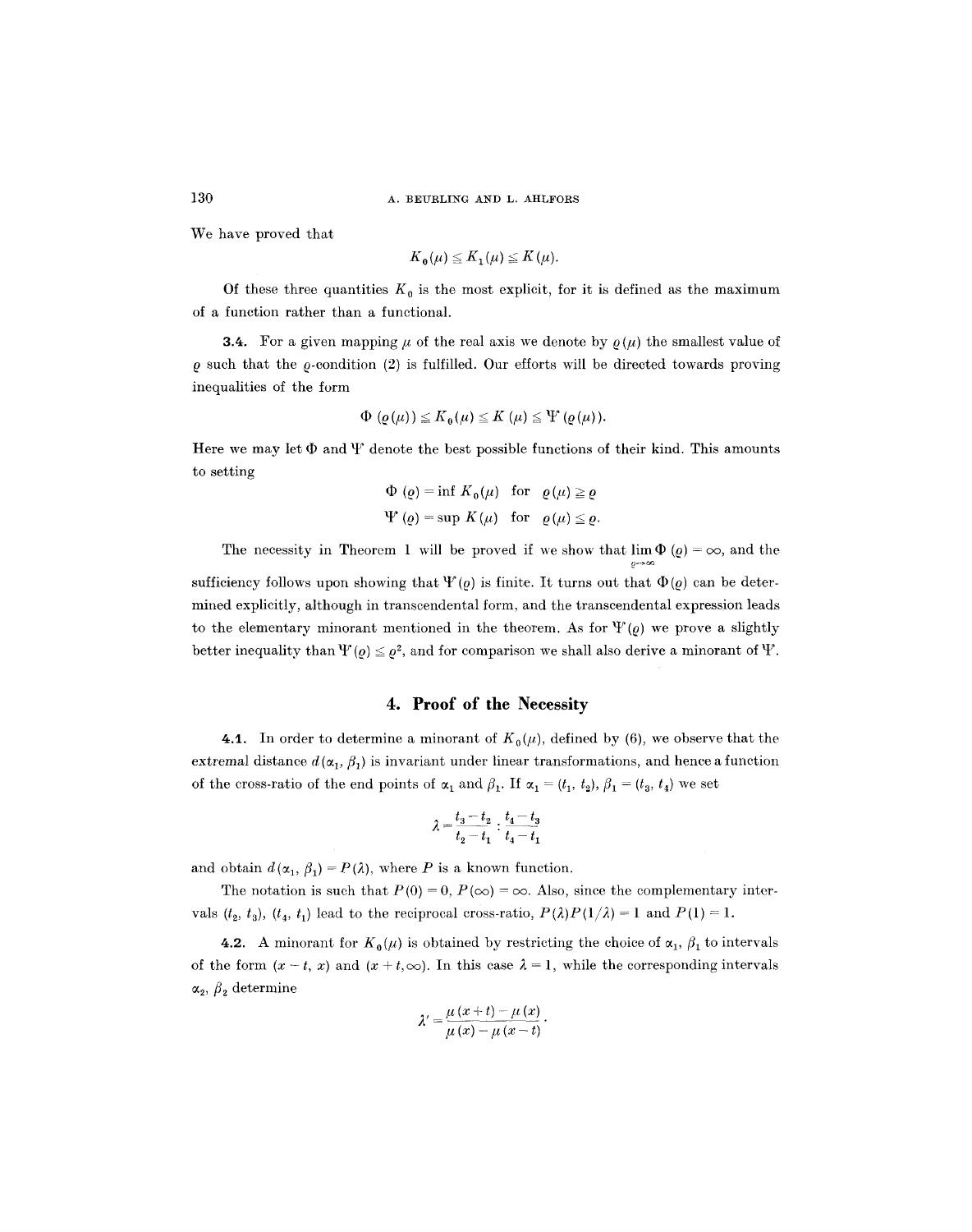We have proved that

$$K_0(\mu) \leq K_1(\mu) \leq K(\mu).$$

Of these three quantities $K_0$ is the most explicit, for it is defined as the maximum of a function rather than a functional.

**3.4.** For a given mapping $\mu$ of the real axis we denote by $\varrho(\mu)$ the smallest value of $\varrho$ such that the $\varrho$-condition (2) is fulfilled. Our efforts will be directed towards proving inequalities of the form

$$\Phi(\varrho(\mu)) \leq K_0(\mu) \leq K(\mu) \leq \Psi(\varrho(\mu)).$$

Here we may let $\Phi$ and $\Psi$ denote the best possible functions of their kind. This amounts to setting

$$\Phi(\varrho) = \inf K_0(\mu) \quad \text{for} \quad \varrho(\mu) \geq \varrho$$

$$\Psi(\varrho) = \sup K(\mu) \quad \text{for} \quad \varrho(\mu) \leq \varrho.$$

The necessity in Theorem 1 will be proved if we show that $\lim_{\varrho \to \infty} \Phi(\varrho) = \infty$, and the sufficiency follows upon showing that $\Psi(\varrho)$ is finite. It turns out that $\Phi(\varrho)$ can be determined explicitly, although in transcendental form, and the transcendental expression leads to the elementary minorant mentioned in the theorem. As for $\Psi(\varrho)$ we prove a slightly better inequality than $\Psi(\varrho) \leq \varrho^2$, and for comparison we shall also derive a minorant of $\Psi$.

## 4. Proof of the Necessity

**4.1.** In order to determine a minorant of $K_0(\mu)$, defined by (6), we observe that the extremal distance $d(\alpha_1, \beta_1)$ is invariant under linear transformations, and hence a function of the cross-ratio of the end points of $\alpha_1$ and $\beta_1$. If $\alpha_1 = (t_1, t_2)$, $\beta_1 = (t_3, t_4)$ we set

$$\lambda = \frac{t_3 - t_2}{t_2 - t_1} : \frac{t_4 - t_3}{t_4 - t_1}$$

and obtain $d(\alpha_1, \beta_1) = P(\lambda)$, where $P$ is a known function.

The notation is such that $P(0) = 0$, $P(\infty) = \infty$. Also, since the complementary intervals $(t_2, t_3)$, $(t_4, t_1)$ lead to the reciprocal cross-ratio, $P(\lambda)P(1/\lambda) = 1$ and $P(1) = 1$.

**4.2.** A minorant for $K_0(\mu)$ is obtained by restricting the choice of $\alpha_1$, $\beta_1$ to intervals of the form $(x - t, x)$ and $(x + t, \infty)$. In this case $\lambda = 1$, while the corresponding intervals $\alpha_2$, $\beta_2$ determine

$$\lambda' = \frac{\mu(x + t) - \mu(x)}{\mu(x) - \mu(x - t)}.$$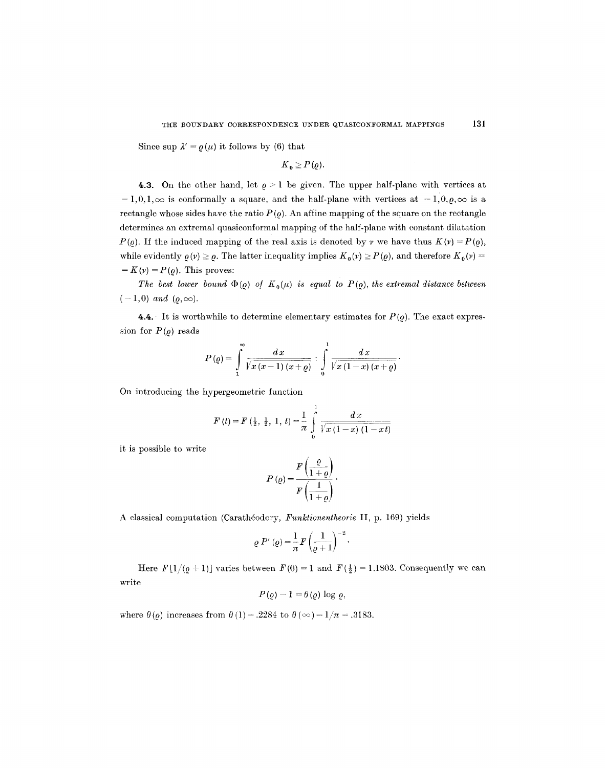Since $\sup \lambda' = \varrho(\mu)$ it follows by (6) that

$$K_0 \geq P(\varrho).$$

**4.3.** On the other hand, let $\varrho > 1$ be given. The upper half-plane with vertices at $-1, 0, 1, \infty$ is conformally a square, and the half-plane with vertices at $-1, 0, \varrho, \infty$ is a rectangle whose sides have the ratio $P(\varrho)$. An affine mapping of the square on the rectangle determines an extremal quasiconformal mapping of the half-plane with constant dilatation $P(\varrho)$. If the induced mapping of the real axis is denoted by $\nu$ we have thus $K(\nu) = P(\varrho)$, while evidently $\varrho(\nu) \geq \varrho$. The latter inequality implies $K_0(\nu) \geq P(\varrho)$, and therefore $K_0(\nu) = K(\nu) = P(\varrho)$. This proves:

*The best lower bound $\Phi(\varrho)$ of $K_0(\mu)$ is equal to $P(\varrho)$, the extremal distance between $(-1, 0)$ and $(\varrho, \infty)$.*

**4.4.** It is worthwhile to determine elementary estimates for $P(\varrho)$. The exact expression for $P(\varrho)$ reads

$$P(\varrho) = \int_1^\infty \frac{dx}{\sqrt{x(x-1)(x+\varrho)}} : \int_0^1 \frac{dx}{\sqrt{x(1-x)(x+\varrho)}}.$$

On introducing the hypergeometric function

$$F(t) = F\left(\tfrac{1}{2}, \tfrac{1}{2}, 1, t\right) = \frac{1}{\pi} \int_0^1 \frac{dx}{\sqrt{x(1-x)(1-xt)}}$$

it is possible to write

$$P(\varrho) = \frac{F\left(\dfrac{\varrho}{1+\varrho}\right)}{F\left(\dfrac{1}{1+\varrho}\right)}.$$

A classical computation (Carathéodory, *Funktionentheorie* II, p. 169) yields

$$\varrho P'(\varrho) = \frac{1}{\pi} F\left(\frac{1}{\varrho+1}\right)^{-2}.$$

Here $F[1/(\varrho+1)]$ varies between $F(0) = 1$ and $F(\frac{1}{2}) = 1.1803$. Consequently we can write

$$P(\varrho) - 1 = \theta(\varrho) \log \varrho,$$

where $\theta(\varrho)$ increases from $\theta(1) = .2284$ to $\theta(\infty) = 1/\pi = .3183$.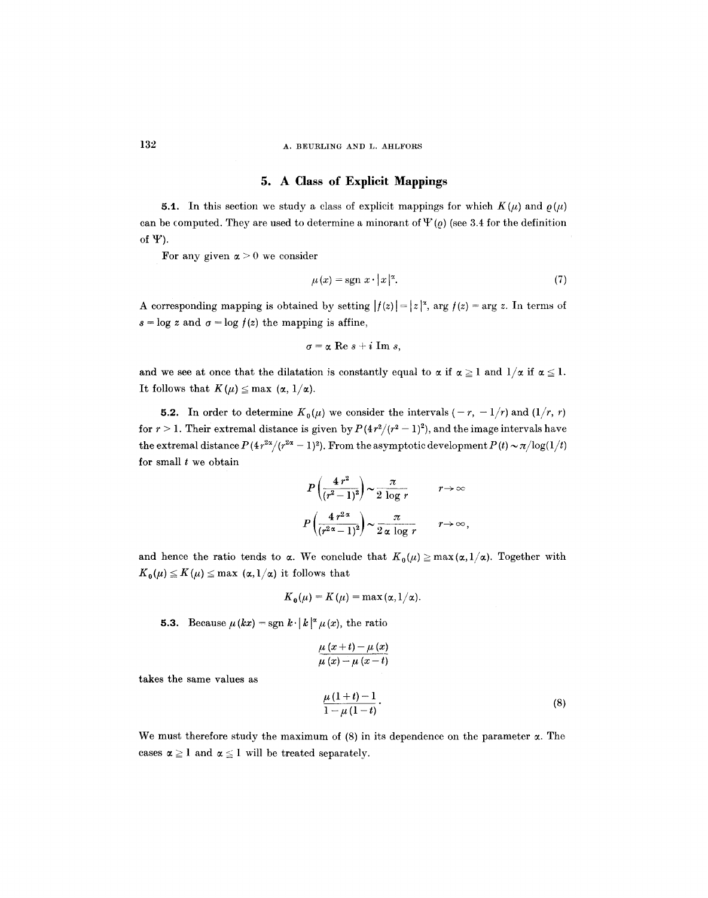## 5. A Class of Explicit Mappings

**5.1.** In this section we study a class of explicit mappings for which $K(\mu)$ and $\varrho(\mu)$ can be computed. They are used to determine a minorant of $\Psi(\varrho)$ (see 3.4 for the definition of $\Psi$).

For any given $\alpha > 0$ we consider

$$\mu(x) = \operatorname{sgn} x \cdot |x|^{\alpha}. \tag{7}$$

A corresponding mapping is obtained by setting $|f(z)| = |z|^{\alpha}$, $\arg f(z) = \arg z$. In terms of $s = \log z$ and $\sigma = \log f(z)$ the mapping is affine,

$$\sigma = \alpha \operatorname{Re} s + i \operatorname{Im} s,$$

and we see at once that the dilatation is constantly equal to $\alpha$ if $\alpha \geq 1$ and $1/\alpha$ if $\alpha \leq 1$. It follows that $K(\mu) \leq \max(\alpha, 1/\alpha)$.

**5.2.** In order to determine $K_0(\mu)$ we consider the intervals $(-r, -1/r)$ and $(1/r, r)$ for $r > 1$. Their extremal distance is given by $P(4r^2/(r^2-1)^2)$, and the image intervals have the extremal distance $P(4r^{2\alpha}/(r^{2\alpha}-1)^2)$. From the asymptotic development $P(t) \sim \pi/\log(1/t)$ for small $t$ we obtain

$$P\left(\frac{4r^2}{(r^2-1)^2}\right) \sim \frac{\pi}{2\log r} \qquad r \to \infty$$

$$P\left(\frac{4r^{2\alpha}}{(r^{2\alpha}-1)^2}\right) \sim \frac{\pi}{2\alpha \log r} \qquad r \to \infty,$$

and hence the ratio tends to $\alpha$. We conclude that $K_0(\mu) \geq \max(\alpha, 1/\alpha)$. Together with $K_0(\mu) \leq K(\mu) \leq \max(\alpha, 1/\alpha)$ it follows that

$$K_0(\mu) = K(\mu) = \max(\alpha, 1/\alpha).$$

**5.3.** Because $\mu(kx) = \operatorname{sgn} k \cdot |k|^{\alpha} \mu(x)$, the ratio

$$\frac{\mu(x+t) - \mu(x)}{\mu(x) - \mu(x-t)}$$

takes the same values as

$$\frac{\mu(1+t) - 1}{1 - \mu(1-t)}. \tag{8}$$

We must therefore study the maximum of (8) in its dependence on the parameter $\alpha$. The cases $\alpha \geq 1$ and $\alpha \leq 1$ will be treated separately.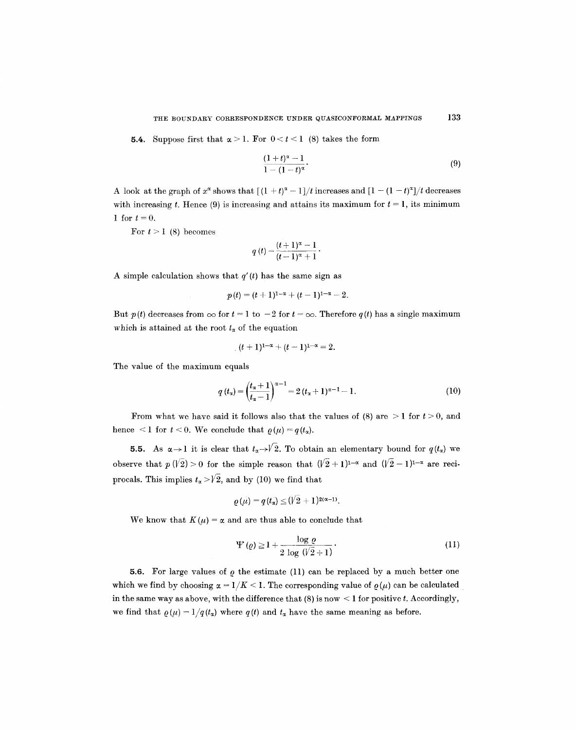**5.4.** Suppose first that $\alpha > 1$. For $0 < t < 1$ (8) takes the form

$$\frac{(1+t)^\alpha - 1}{1-(1-t)^\alpha}. \tag{9}$$

A look at the graph of $x^\alpha$ shows that $[(1+t)^\alpha - 1]/t$ increases and $[1-(1-t)^\alpha]/t$ decreases with increasing $t$. Hence (9) is increasing and attains its maximum for $t = 1$, its minimum 1 for $t = 0$.

For $t > 1$ (8) becomes

$$q(t) = \frac{(t+1)^\alpha - 1}{(t-1)^\alpha + 1}.$$

A simple calculation shows that $q'(t)$ has the same sign as

$$p(t) = (t+1)^{1-\alpha} + (t-1)^{1-\alpha} - 2.$$

But $p(t)$ decreases from $\infty$ for $t = 1$ to $-2$ for $t = \infty$. Therefore $q(t)$ has a single maximum which is attained at the root $t_\alpha$ of the equation

$$(t+1)^{1-\alpha} + (t-1)^{1-\alpha} = 2.$$

The value of the maximum equals

$$q(t_\alpha) = \left(\frac{t_\alpha + 1}{t_\alpha - 1}\right)^{\alpha - 1} = 2(t_\alpha + 1)^{\alpha-1} - 1. \tag{10}$$

From what we have said it follows also that the values of (8) are $> 1$ for $t > 0$, and hence $< 1$ for $t < 0$. We conclude that $\varrho(\mu) = q(t_\alpha)$.

**5.5.** As $\alpha \to 1$ it is clear that $t_\alpha \to \sqrt{2}$. To obtain an elementary bound for $q(t_\alpha)$ we observe that $p(\sqrt{2}) > 0$ for the simple reason that $(\sqrt{2}+1)^{1-\alpha}$ and $(\sqrt{2}-1)^{1-\alpha}$ are reciprocals. This implies $t_\alpha > \sqrt{2}$, and by (10) we find that

$$\varrho(\mu) = q(t_\alpha) \leq (\sqrt{2}+1)^{2(\alpha-1)}.$$

We know that $K(\mu) = \alpha$ and are thus able to conclude that

$$\Psi(\varrho) \geq 1 + \frac{\log \varrho}{2 \log(\sqrt{2}+1)}. \tag{11}$$

**5.6.** For large values of $\varrho$ the estimate (11) can be replaced by a much better one which we find by choosing $\alpha = 1/K < 1$. The corresponding value of $\varrho(\mu)$ can be calculated in the same way as above, with the difference that (8) is now $< 1$ for positive $t$. Accordingly, we find that $\varrho(\mu) = 1/q(t_\alpha)$ where $q(t)$ and $t_\alpha$ have the same meaning as before.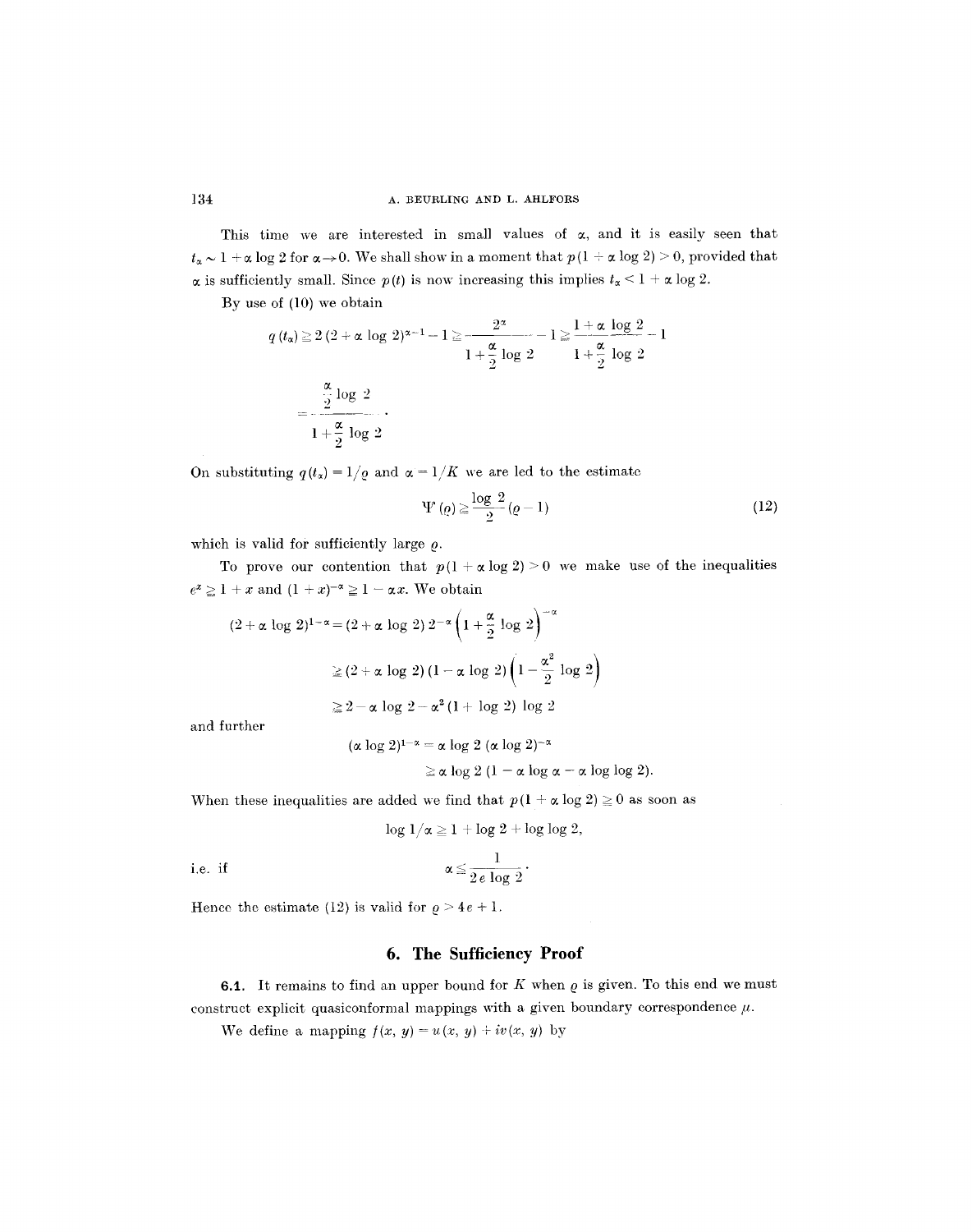This time we are interested in small values of $\alpha$, and it is easily seen that $t_\alpha \sim 1 + \alpha \log 2$ for $\alpha \to 0$. We shall show in a moment that $p(1 + \alpha \log 2) > 0$, provided that $\alpha$ is sufficiently small. Since $p(t)$ is now increasing this implies $t_\alpha < 1 + \alpha \log 2$.

By use of (10) we obtain

$$q(t_\alpha) \geq 2(2 + \alpha \log 2)^{\alpha - 1} - 1 \geq \frac{2^\alpha}{1 + \frac{\alpha}{2} \log 2} - 1 \geq \frac{1 + \alpha \log 2}{1 + \frac{\alpha}{2} \log 2} - 1$$

$$= \frac{\frac{\alpha}{2} \log 2}{1 + \frac{\alpha}{2} \log 2}.$$

On substituting $q(t_\alpha) = 1/\varrho$ and $\alpha = 1/K$ we are led to the estimate

$$\Psi(\varrho) \geq \frac{\log 2}{2} (\varrho - 1) \tag{12}$$

which is valid for sufficiently large $\varrho$.

To prove our contention that $p(1 + \alpha \log 2) > 0$ we make use of the inequalities $e^x \geq 1 + x$ and $(1 + x)^{-\alpha} \geq 1 - \alpha x$. We obtain

$$(2 + \alpha \log 2)^{1-\alpha} = (2 + \alpha \log 2)\, 2^{-\alpha} \left(1 + \frac{\alpha}{2} \log 2\right)^{-\alpha}$$

$$\geq (2 + \alpha \log 2)(1 - \alpha \log 2)\left(1 - \frac{\alpha^2}{2} \log 2\right)$$

$$\geq 2 - \alpha \log 2 - \alpha^2 (1 + \log 2) \log 2$$

and further

$$(\alpha \log 2)^{1-\alpha} = \alpha \log 2\, (\alpha \log 2)^{-\alpha}$$

$$\geq \alpha \log 2\, (1 - \alpha \log \alpha - \alpha \log \log 2).$$

When these inequalities are added we find that $p(1 + \alpha \log 2) \geq 0$ as soon as

$$\log 1/\alpha \geq 1 + \log 2 + \log \log 2,$$

i.e. if

$$\alpha \leq \frac{1}{2 e \log 2}.$$

Hence the estimate (12) is valid for $\varrho > 4e + 1$.

## 6. The Sufficiency Proof

**6.1.** It remains to find an upper bound for $K$ when $\varrho$ is given. To this end we must construct explicit quasiconformal mappings with a given boundary correspondence $\mu$.

We define a mapping $f(x, y) = u(x, y) + iv(x, y)$ by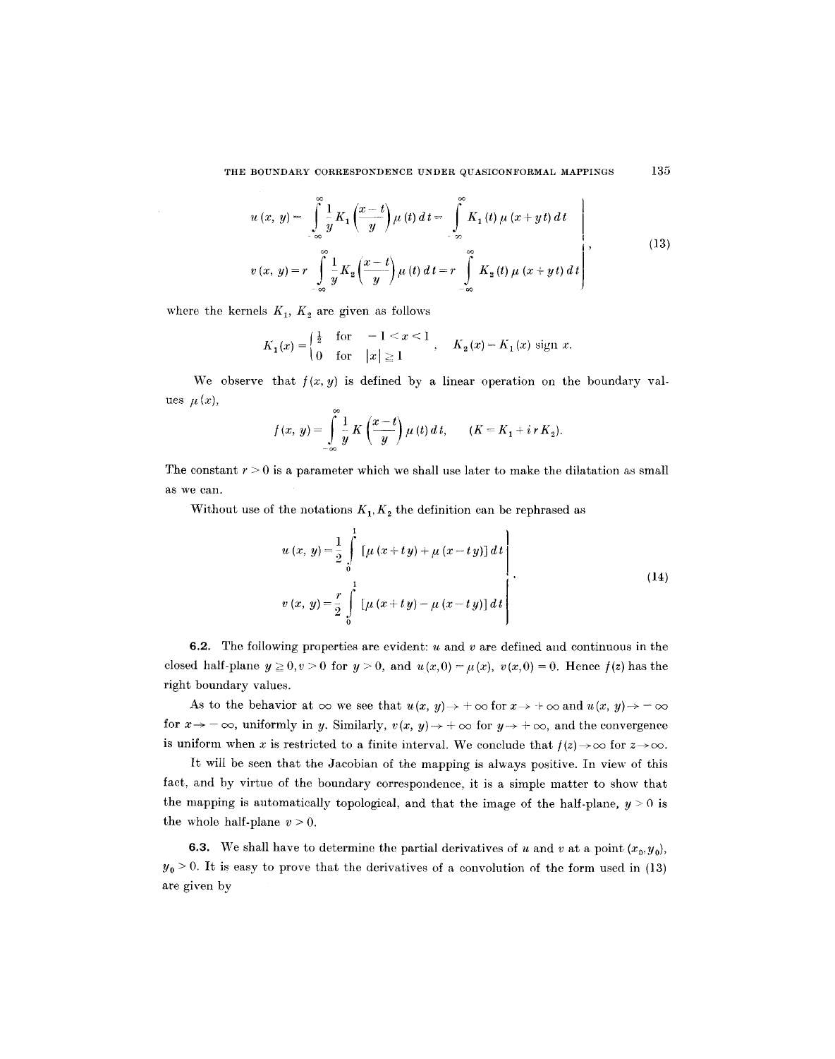$$
\left.
\begin{aligned}
u(x, y) &= \int_{-\infty}^{\infty} \frac{1}{y} K_1\left(\frac{x-t}{y}\right) \mu(t)\, dt = \int_{-\infty}^{\infty} K_1(t)\, \mu(x+yt)\, dt \\
v(x, y) &= r \int_{-\infty}^{\infty} \frac{1}{y} K_2\left(\frac{x-t}{y}\right) \mu(t)\, dt = r \int_{-\infty}^{\infty} K_2(t)\, \mu(x+yt)\, dt
\end{aligned}
\right\}, \tag{13}
$$

where the kernels $K_1$, $K_2$ are given as follows

$$
K_1(x) = \begin{cases} \frac{1}{2} & \text{for} \quad -1 < x < 1 \\ 0 & \text{for} \quad |x| \geq 1 \end{cases}, \qquad K_2(x) = K_1(x) \operatorname{sign} x.
$$

We observe that $f(x, y)$ is defined by a linear operation on the boundary values $\mu(x)$,

$$
f(x, y) = \int_{-\infty}^{\infty} \frac{1}{y} K\left(\frac{x-t}{y}\right) \mu(t)\, dt, \qquad (K = K_1 + i r K_2).
$$

The constant $r > 0$ is a parameter which we shall use later to make the dilatation as small as we can.

Without use of the notations $K_1, K_2$ the definition can be rephrased as

$$
\left.
\begin{aligned}
u(x, y) &= \frac{1}{2} \int_0^1 [\mu(x+ty) + \mu(x-ty)]\, dt \\
v(x, y) &= \frac{r}{2} \int_0^1 [\mu(x+ty) - \mu(x-ty)]\, dt
\end{aligned}
\right\}. \tag{14}
$$

**6.2.** The following properties are evident: $u$ and $v$ are defined and continuous in the closed half-plane $y \geq 0, v > 0$ for $y > 0$, and $u(x, 0) = \mu(x)$, $v(x, 0) = 0$. Hence $f(z)$ has the right boundary values.

As to the behavior at $\infty$ we see that $u(x, y) \to +\infty$ for $x \to +\infty$ and $u(x, y) \to -\infty$ for $x \to -\infty$, uniformly in $y$. Similarly, $v(x, y) \to +\infty$ for $y \to +\infty$, and the convergence is uniform when $x$ is restricted to a finite interval. We conclude that $f(z) \to \infty$ for $z \to \infty$.

It will be seen that the Jacobian of the mapping is always positive. In view of this fact, and by virtue of the boundary correspondence, it is a simple matter to show that the mapping is automatically topological, and that the image of the half-plane, $y > 0$ is the whole half-plane $v > 0$.

**6.3.** We shall have to determine the partial derivatives of $u$ and $v$ at a point $(x_0, y_0)$, $y_0 > 0$. It is easy to prove that the derivatives of a convolution of the form used in (13) are given by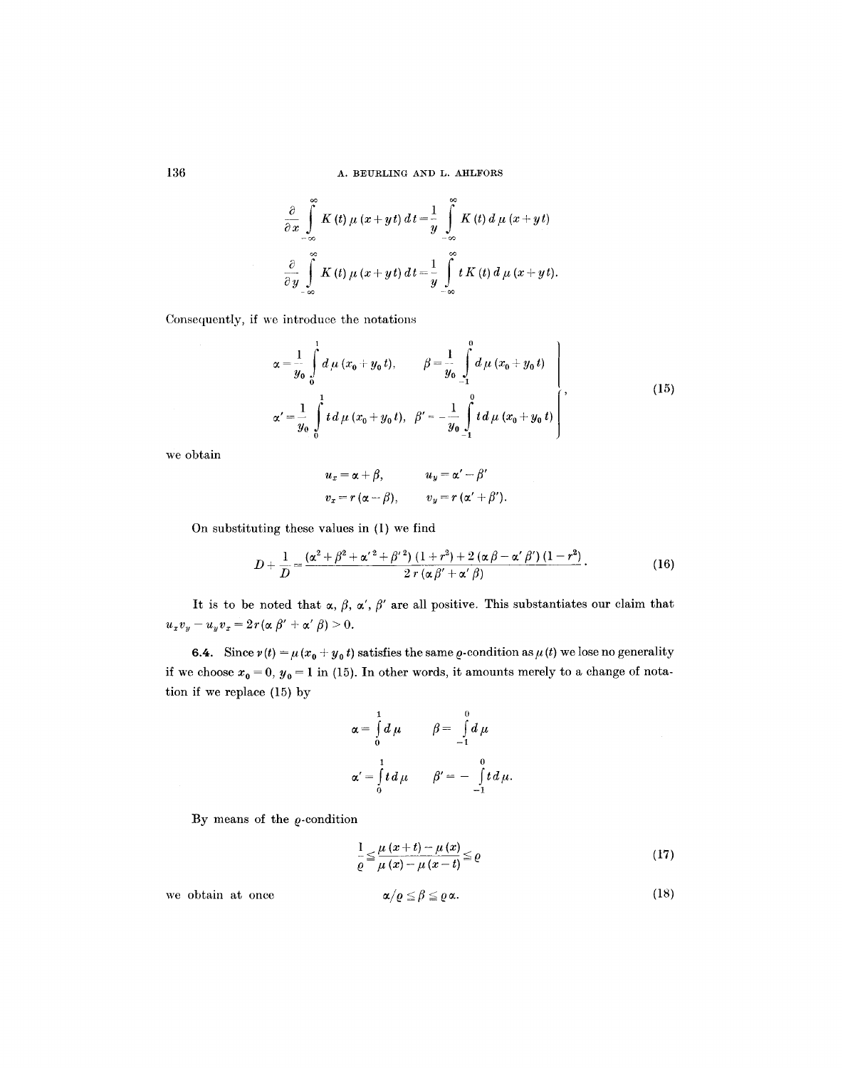$$\frac{\partial}{\partial x}\int_{-\infty}^{\infty} K(t)\,\mu(x+yt)\,dt=\frac{1}{y}\int_{-\infty}^{\infty} K(t)\,d\mu(x+yt)$$

$$\frac{\partial}{\partial y}\int_{-\infty}^{\infty} K(t)\,\mu(x+yt)\,dt=\frac{1}{y}\int_{-\infty}^{\infty} t\,K(t)\,d\mu(x+yt).$$

Consequently, if we introduce the notations

$$\left.\begin{aligned}
\alpha&=\frac{1}{y_0}\int_0^1 d\mu(x_0+y_0t), & \beta&=\frac{1}{y_0}\int_{-1}^0 d\mu(x_0+y_0t)\\
\alpha'&=\frac{1}{y_0}\int_0^1 t\,d\mu(x_0+y_0t), & \beta'&=-\frac{1}{y_0}\int_{-1}^0 t\,d\mu(x_0+y_0t)
\end{aligned}\right\}, \tag{15}$$

we obtain

$$\begin{aligned}
u_x&=\alpha+\beta, & u_y&=\alpha'-\beta'\\
v_x&=r(\alpha-\beta), & v_y&=r(\alpha'+\beta').
\end{aligned}$$

On substituting these values in (1) we find

$$D+\frac{1}{D}=\frac{(\alpha^2+\beta^2+\alpha'^2+\beta'^2)(1+r^2)+2(\alpha\beta-\alpha'\beta')(1-r^2)}{2r(\alpha\beta'+\alpha'\beta)}. \tag{16}$$

It is to be noted that $\alpha$, $\beta$, $\alpha'$, $\beta'$ are all positive. This substantiates our claim that $u_xv_y-u_yv_x=2r(\alpha\beta'+\alpha'\beta)>0$.

**6.4.** Since $\nu(t)=\mu(x_0+y_0t)$ satisfies the same $\varrho$-condition as $\mu(t)$ we lose no generality if we choose $x_0=0$, $y_0=1$ in (15). In other words, it amounts merely to a change of notation if we replace (15) by

$$\begin{aligned}
\alpha&=\int_0^1 d\mu & \beta&=\int_{-1}^0 d\mu\\
\alpha'&=\int_0^1 t\,d\mu & \beta'&=-\int_{-1}^0 t\,d\mu.
\end{aligned}$$

By means of the $\varrho$-condition

$$\frac{1}{\varrho}\leq\frac{\mu(x+t)-\mu(x)}{\mu(x)-\mu(x-t)}\leq\varrho \tag{17}$$

we obtain at once

$$\alpha/\varrho\leq\beta\leq\varrho\alpha. \tag{18}$$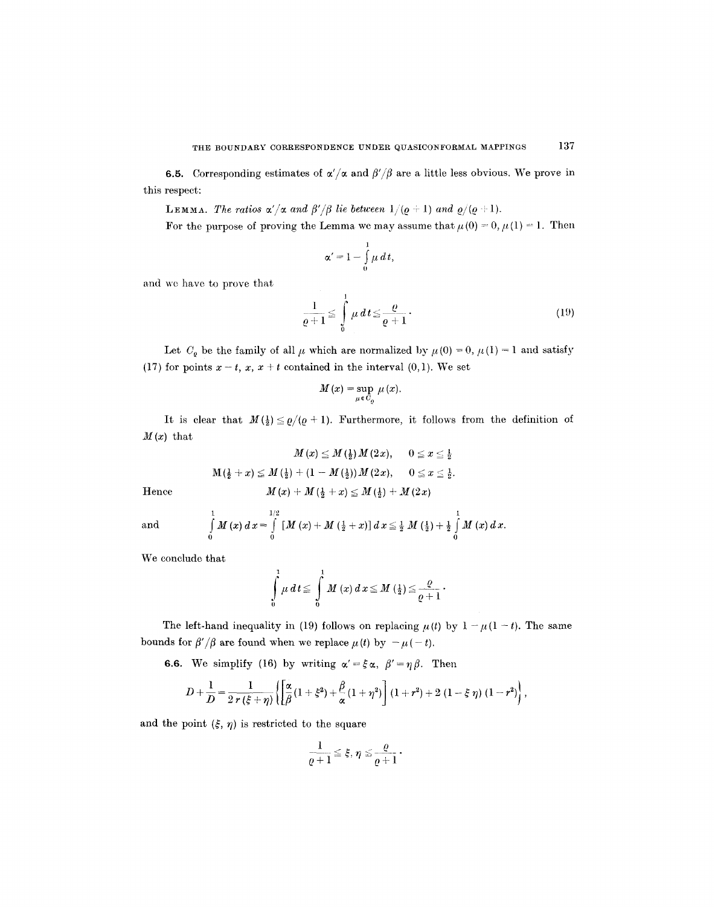**6.5.** Corresponding estimates of $\alpha'/\alpha$ and $\beta'/\beta$ are a little less obvious. We prove in this respect:

LEMMA. *The ratios $\alpha'/\alpha$ and $\beta'/\beta$ lie between $1/(\varrho+1)$ and $\varrho/(\varrho+1)$.*

For the purpose of proving the Lemma we may assume that $\mu(0)=0, \mu(1)=1$. Then

$$\alpha' = 1 - \int_0^1 \mu \, dt,$$

and we have to prove that

$$\frac{1}{\varrho+1} \leq \int_0^1 \mu \, dt \leq \frac{\varrho}{\varrho+1}. \tag{19}$$

Let $C_\varrho$ be the family of all $\mu$ which are normalized by $\mu(0)=0, \mu(1)=1$ and satisfy (17) for points $x-t, x, x+t$ contained in the interval $(0,1)$. We set

$$M(x) = \sup_{\mu \in C_\varrho} \mu(x).$$

It is clear that $M(\frac{1}{2}) \leq \varrho/(\varrho+1)$. Furthermore, it follows from the definition of $M(x)$ that

$$M(x) \leq M(\tfrac{1}{2}) M(2x), \quad 0 \leq x \leq \tfrac{1}{2}$$

$$M(\tfrac{1}{2}+x) \leq M(\tfrac{1}{2}) + (1 - M(\tfrac{1}{2})) M(2x), \quad 0 \leq x \leq \tfrac{1}{2}.$$

Hence

$$M(x) + M(\tfrac{1}{2}+x) \leq M(\tfrac{1}{2}) + M(2x)$$

and

$$\int_0^1 M(x)\,dx = \int_0^{1/2} [M(x) + M(\tfrac{1}{2}+x)]\,dx \leq \tfrac{1}{2} M(\tfrac{1}{2}) + \tfrac{1}{2} \int_0^1 M(x)\,dx.$$

We conclude that

$$\int_0^1 \mu \, dt \leq \int_0^1 M(x)\,dx \leq M(\tfrac{1}{2}) \leq \frac{\varrho}{\varrho+1}.$$

The left-hand inequality in (19) follows on replacing $\mu(t)$ by $1-\mu(1-t)$. The same bounds for $\beta'/\beta$ are found when we replace $\mu(t)$ by $-\mu(-t)$.

**6.6.** We simplify (16) by writing $\alpha' = \xi\alpha$, $\beta' = \eta\beta$. Then

$$D + \frac{1}{D} = \frac{1}{2r(\xi+\eta)} \left\{ \left[ \frac{\alpha}{\beta}(1+\xi^2) + \frac{\beta}{\alpha}(1+\eta^2) \right] (1+r^2) + 2(1-\xi\eta)(1-r^2) \right\},$$

and the point $(\xi, \eta)$ is restricted to the square

$$\frac{1}{\varrho+1} \leq \xi, \eta \leq \frac{\varrho}{\varrho+1}.$$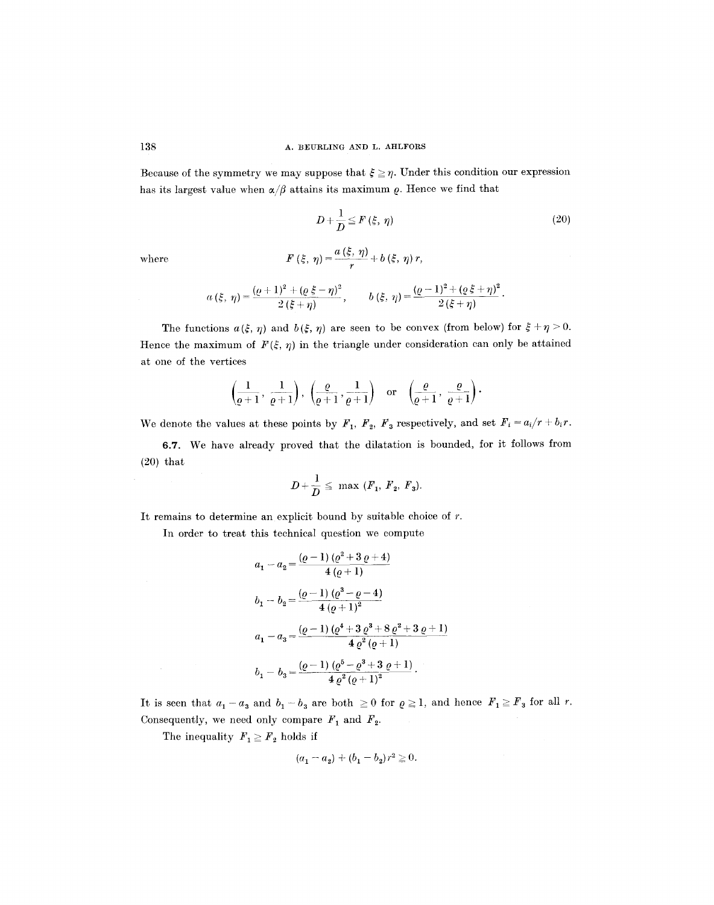Because of the symmetry we may suppose that $\xi \geq \eta$. Under this condition our expression has its largest value when $\alpha/\beta$ attains its maximum $\varrho$. Hence we find that

$$D + \frac{1}{D} \leq F(\xi, \eta) \tag{20}$$

where
$$F(\xi, \eta) = \frac{a(\xi, \eta)}{r} + b(\xi, \eta)\, r,$$

$$a(\xi, \eta) = \frac{(\varrho + 1)^2 + (\varrho\,\xi - \eta)^2}{2(\xi + \eta)}, \qquad b(\xi, \eta) = \frac{(\varrho - 1)^2 + (\varrho\,\xi + \eta)^2}{2(\xi + \eta)}.$$

The functions $a(\xi, \eta)$ and $b(\xi, \eta)$ are seen to be convex (from below) for $\xi + \eta > 0$. Hence the maximum of $F(\xi, \eta)$ in the triangle under consideration can only be attained at one of the vertices

$$\left(\frac{1}{\varrho+1}, \frac{1}{\varrho+1}\right), \quad \left(\frac{\varrho}{\varrho+1}, \frac{1}{\varrho+1}\right) \quad \text{or} \quad \left(\frac{\varrho}{\varrho+1}, \frac{\varrho}{\varrho+1}\right).$$

We denote the values at these points by $F_1$, $F_2$, $F_3$ respectively, and set $F_i = a_i/r + b_i r$.

**6.7.** We have already proved that the dilatation is bounded, for it follows from (20) that

$$D + \frac{1}{D} \leqslant \max(F_1, F_2, F_3).$$

It remains to determine an explicit bound by suitable choice of $r$.

In order to treat this technical question we compute

$$a_1 - a_2 = \frac{(\varrho - 1)(\varrho^2 + 3\varrho + 4)}{4(\varrho + 1)}$$

$$b_1 - b_2 = \frac{(\varrho - 1)(\varrho^3 - \varrho - 4)}{4(\varrho + 1)^2}$$

$$a_1 - a_3 = \frac{(\varrho - 1)(\varrho^4 + 3\varrho^3 + 8\varrho^2 + 3\varrho + 1)}{4\varrho^2(\varrho + 1)}$$

$$b_1 - b_3 = \frac{(\varrho - 1)(\varrho^5 - \varrho^3 + 3\varrho + 1)}{4\varrho^2(\varrho + 1)^2}.$$

It is seen that $a_1 - a_3$ and $b_1 - b_3$ are both $\geq 0$ for $\varrho \geq 1$, and hence $F_1 \geq F_3$ for all $r$. Consequently, we need only compare $F_1$ and $F_2$.

The inequality $F_1 \geq F_2$ holds if

$$(a_1 - a_2) + (b_1 - b_2)\, r^2 \geq 0.$$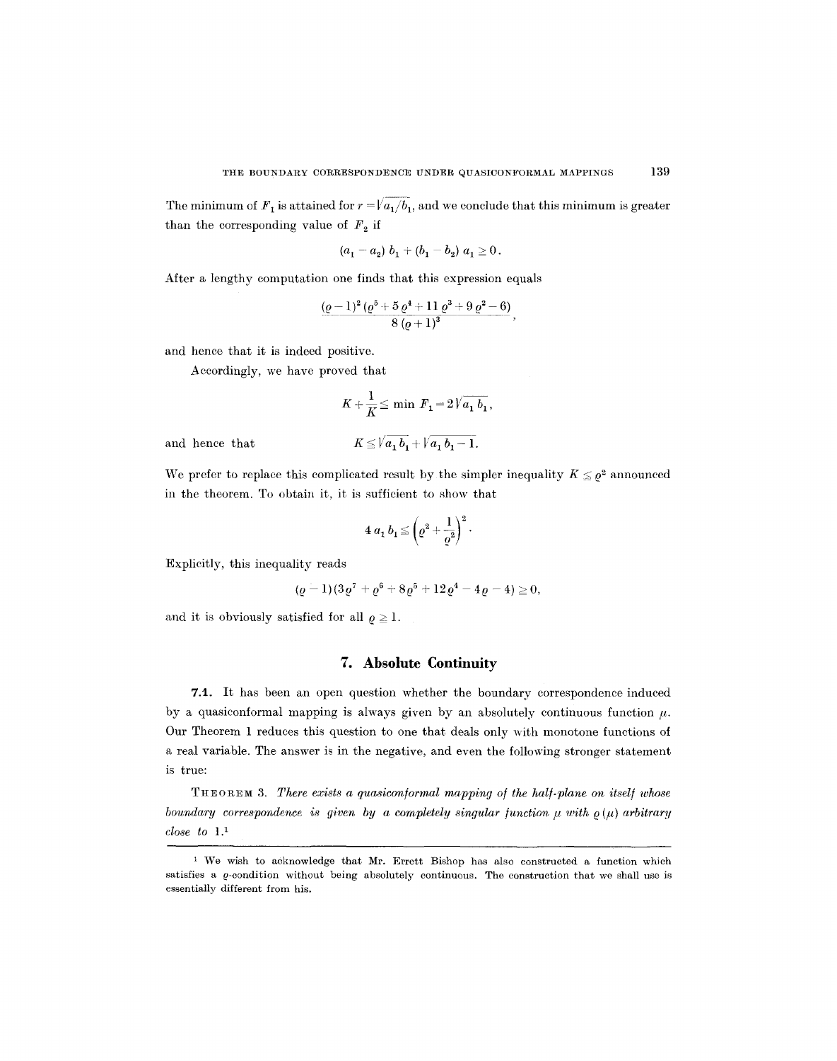The minimum of $F_1$ is attained for $r = \sqrt{a_1/b_1}$, and we conclude that this minimum is greater than the corresponding value of $F_2$ if

$$(a_1 - a_2)\, b_1 + (b_1 - b_2)\, a_1 \geq 0.$$

After a lengthy computation one finds that this expression equals

$$\frac{(\varrho - 1)^2 (\varrho^5 + 5\varrho^4 + 11\varrho^3 + 9\varrho^2 - 6)}{8(\varrho + 1)^3},$$

and hence that it is indeed positive.

Accordingly, we have proved that

$$K + \frac{1}{K} \leq \min F_1 = 2\sqrt{a_1 b_1},$$

and hence that

$$K \leq \sqrt{a_1 b_1} + \sqrt{a_1 b_1 - 1}.$$

We prefer to replace this complicated result by the simpler inequality $K \leq \varrho^2$ announced in the theorem. To obtain it, it is sufficient to show that

$$4\, a_1 b_1 \leq \left(\varrho^2 + \frac{1}{\varrho^2}\right)^2.$$

Explicitly, this inequality reads

$$(\varrho - 1)(3\varrho^7 + \varrho^6 + 8\varrho^5 + 12\varrho^4 - 4\varrho - 4) \geq 0,$$

and it is obviously satisfied for all $\varrho \geq 1$.

## 7. Absolute Continuity

**7.1.** It has been an open question whether the boundary correspondence induced by a quasiconformal mapping is always given by an absolutely continuous function $\mu$. Our Theorem 1 reduces this question to one that deals only with monotone functions of a real variable. The answer is in the negative, and even the following stronger statement is true:

THEOREM 3. *There exists a quasiconformal mapping of the half-plane on itself whose boundary correspondence is given by a completely singular function $\mu$ with $\varrho(\mu)$ arbitrary close to 1.*[1]

---

[1] We wish to acknowledge that Mr. Errett Bishop has also constructed a function which satisfies a $\varrho$-condition without being absolutely continuous. The construction that we shall use is essentially different from his.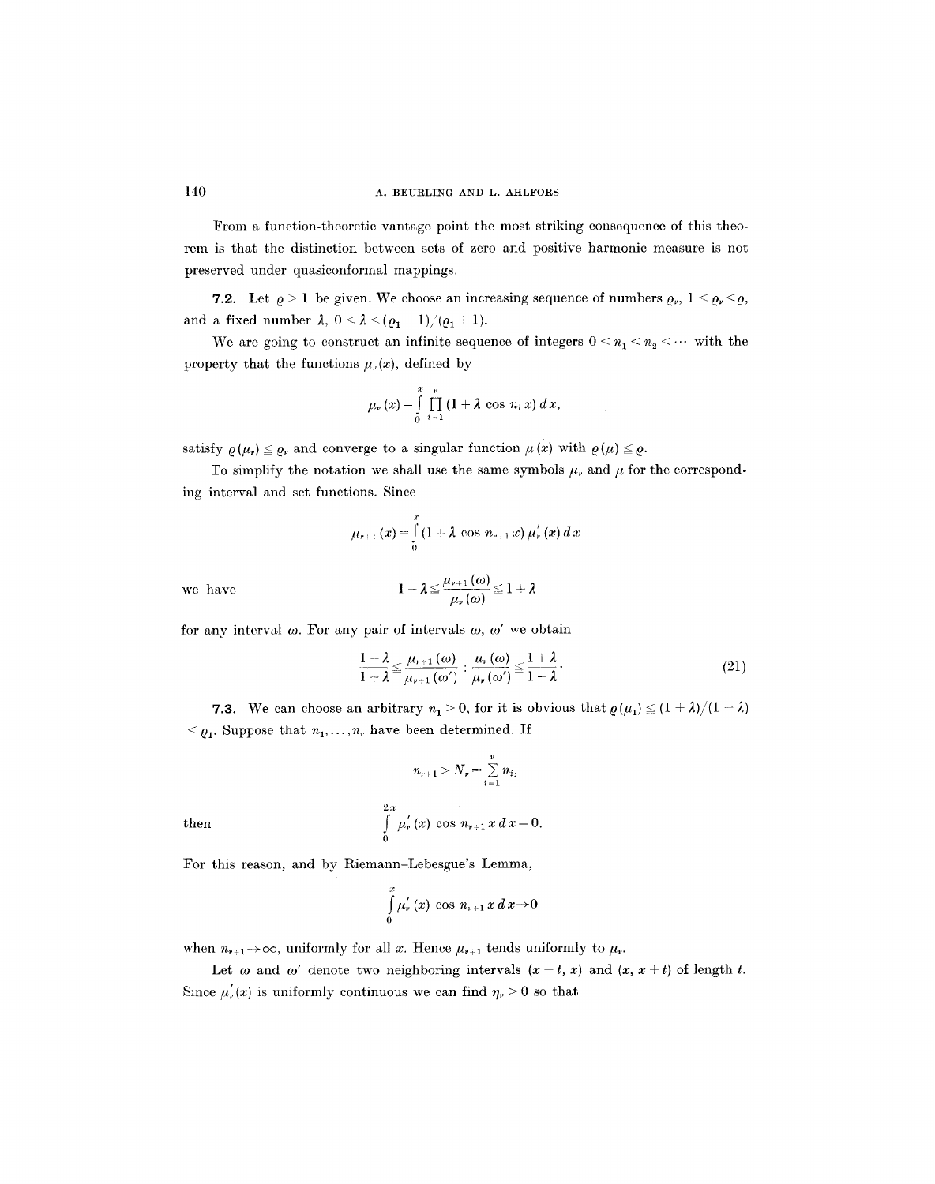From a function-theoretic vantage point the most striking consequence of this theorem is that the distinction between sets of zero and positive harmonic measure is not preserved under quasiconformal mappings.

**7.2.** Let $\varrho > 1$ be given. We choose an increasing sequence of numbers $\varrho_\nu$, $1 < \varrho_\nu < \varrho$, and a fixed number $\lambda$, $0 < \lambda < (\varrho_1 - 1)/(\varrho_1 + 1)$.

We are going to construct an infinite sequence of integers $0 < n_1 < n_2 < \cdots$ with the property that the functions $\mu_\nu(x)$, defined by

$$\mu_\nu(x) = \int_0^x \prod_{i=1}^{\nu} (1 + \lambda \cos n_i x)\, dx,$$

satisfy $\varrho(\mu_\nu) \leq \varrho_\nu$ and converge to a singular function $\mu(x)$ with $\varrho(\mu) \leq \varrho$.

To simplify the notation we shall use the same symbols $\mu_\nu$ and $\mu$ for the corresponding interval and set functions. Since

$$\mu_{\nu+1}(x) = \int_0^x (1 + \lambda \cos n_{\nu+1} x)\, \mu_\nu'(x)\, dx$$

we have

$$1 - \lambda \leq \frac{\mu_{\nu+1}(\omega)}{\mu_\nu(\omega)} \leq 1 + \lambda$$

for any interval $\omega$. For any pair of intervals $\omega$, $\omega'$ we obtain

$$\frac{1-\lambda}{1+\lambda} \leq \frac{\mu_{\nu+1}(\omega)}{\mu_{\nu+1}(\omega')} : \frac{\mu_\nu(\omega)}{\mu_\nu(\omega')} \leq \frac{1+\lambda}{1-\lambda}. \tag{21}$$

**7.3.** We can choose an arbitrary $n_1 > 0$, for it is obvious that $\varrho(\mu_1) \leq (1 + \lambda)/(1 - \lambda) < \varrho_1$. Suppose that $n_1, \ldots, n_\nu$ have been determined. If

$$n_{\nu+1} > N_\nu = \sum_{i=1}^{\nu} n_i,$$

then

$$\int_0^{2\pi} \mu_\nu'(x) \cos n_{\nu+1} x\, dx = 0.$$

For this reason, and by Riemann–Lebesgue's Lemma,

$$\int_0^x \mu_\nu'(x) \cos n_{\nu+1} x\, dx \to 0$$

when $n_{\nu+1} \to \infty$, uniformly for all $x$. Hence $\mu_{\nu+1}$ tends uniformly to $\mu_\nu$.

Let $\omega$ and $\omega'$ denote two neighboring intervals $(x - t, x)$ and $(x, x + t)$ of length $t$. Since $\mu_\nu'(x)$ is uniformly continuous we can find $\eta_\nu > 0$ so that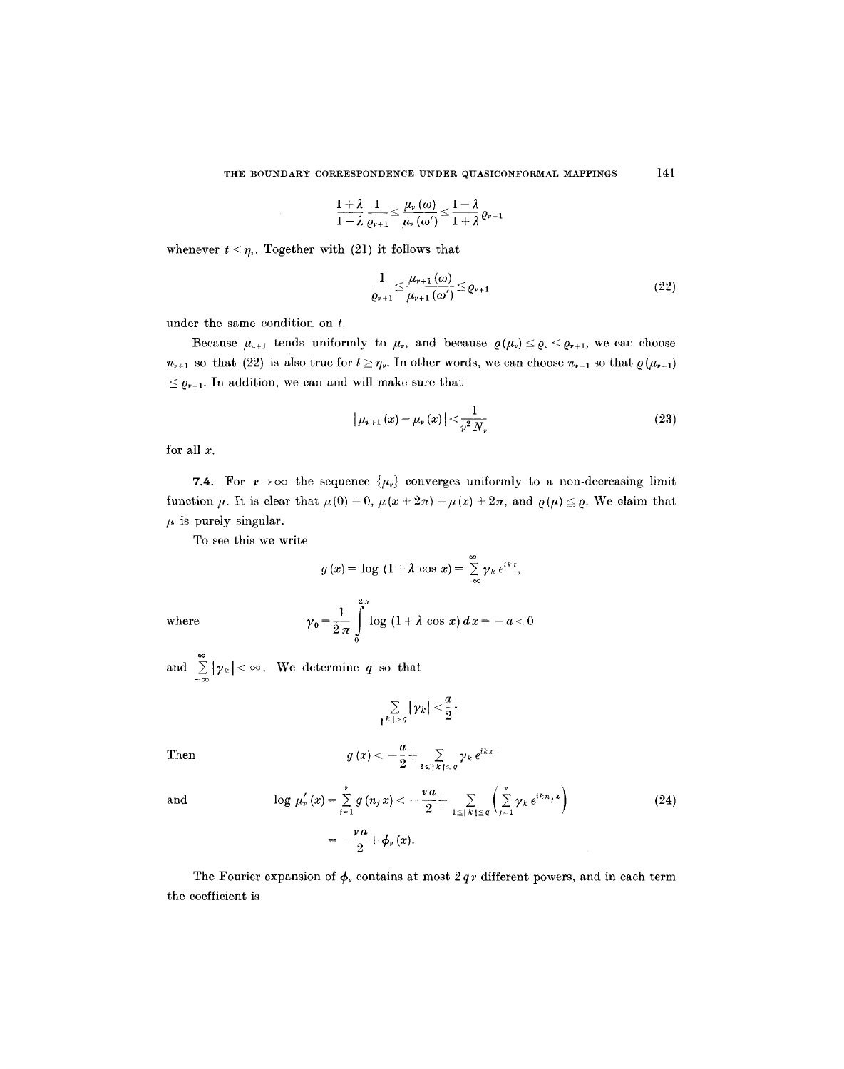$$\frac{1+\lambda}{1-\lambda}\frac{1}{\varrho_{\nu+1}} \leq \frac{\mu_\nu(\omega)}{\mu_\nu(\omega')} \leq \frac{1-\lambda}{1+\lambda}\varrho_{\nu+1}$$

whenever $t < \eta_\nu$. Together with (21) it follows that

$$\frac{1}{\varrho_{\nu+1}} \leq \frac{\mu_{\nu+1}(\omega)}{\mu_{\nu+1}(\omega')} \leq \varrho_{\nu+1} \tag{22}$$

under the same condition on $t$.

Because $\mu_{\nu+1}$ tends uniformly to $\mu_\nu$, and because $\varrho(\mu_\nu) \leq \varrho_\nu < \varrho_{\nu+1}$, we can choose $n_{\nu+1}$ so that (22) is also true for $t \geq \eta_\nu$. In other words, we can choose $n_{\nu+1}$ so that $\varrho(\mu_{\nu+1}) \leq \varrho_{\nu+1}$. In addition, we can and will make sure that

$$|\mu_{\nu+1}(x) - \mu_\nu(x)| < \frac{1}{\nu^2 N_\nu} \tag{23}$$

for all $x$.

**7.4.** For $\nu \to \infty$ the sequence $\{\mu_\nu\}$ converges uniformly to a non-decreasing limit function $\mu$. It is clear that $\mu(0) = 0$, $\mu(x + 2\pi) = \mu(x) + 2\pi$, and $\varrho(\mu) \leq \varrho$. We claim that $\mu$ is purely singular.

To see this we write

$$g(x) = \log(1 + \lambda \cos x) = \sum_{\infty}^{\infty} \gamma_k e^{ikx},$$

where
$$\gamma_0 = \frac{1}{2\pi}\int_0^{2\pi} \log(1 + \lambda \cos x)\, dx = -a < 0$$

and $\sum_{-\infty}^{\infty} |\gamma_k| < \infty$. We determine $q$ so that

$$\sum_{|k|>q} |\gamma_k| < \frac{a}{2}.$$

Then
$$g(x) < -\frac{a}{2} + \sum_{1 \leq |k| \leq q} \gamma_k e^{ikx}$$

and
$$\log \mu_\nu'(x) = \sum_{j=1}^{\nu} g(n_j x) < -\frac{\nu a}{2} + \sum_{1 \leq |k| \leq q}\left(\sum_{j=1}^{\nu} \gamma_k e^{ikn_j x}\right) \tag{24}$$

$$= -\frac{\nu a}{2} + \phi_\nu(x).$$

The Fourier expansion of $\phi_\nu$ contains at most $2q\nu$ different powers, and in each term the coefficient is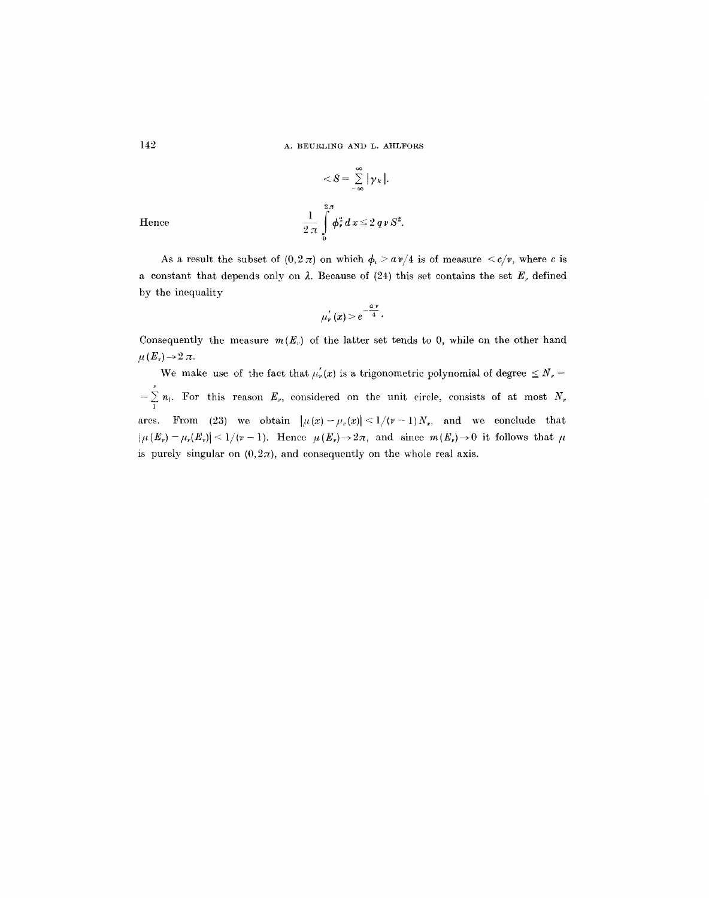$$< S = \sum_{-\infty}^{\infty} |\gamma_k|.$$

Hence
$$\frac{1}{2\pi}\int_0^{2\pi} \phi_\nu^2\, d x \leq 2 q \nu S^2.$$

As a result the subset of $(0, 2\pi)$ on which $\phi_\nu > a\nu/4$ is of measure $< c/\nu$, where $c$ is a constant that depends only on $\lambda$. Because of (24) this set contains the set $E_\nu$ defined by the inequality

$$\mu_\nu'(x) > e^{-\frac{a\nu}{4}}.$$

Consequently the measure $m(E_\nu)$ of the latter set tends to 0, while on the other hand $\mu(E_\nu) \to 2\pi$.

We make use of the fact that $\mu_\nu'(x)$ is a trigonometric polynomial of degree $\leq N_\nu = \sum_1^\nu n_i$. For this reason $E_\nu$, considered on the unit circle, consists of at most $N_\nu$ arcs. From (23) we obtain $|\mu(x) - \mu_\nu(x)| < 1/(\nu - 1) N_\nu$, and we conclude that $|\mu(E_\nu) - \mu_\nu(E_\nu)| < 1/(\nu - 1)$. Hence $\mu(E_\nu) \to 2\pi$, and since $m(E_\nu) \to 0$ it follows that $\mu$ is purely singular on $(0, 2\pi)$, and consequently on the whole real axis.